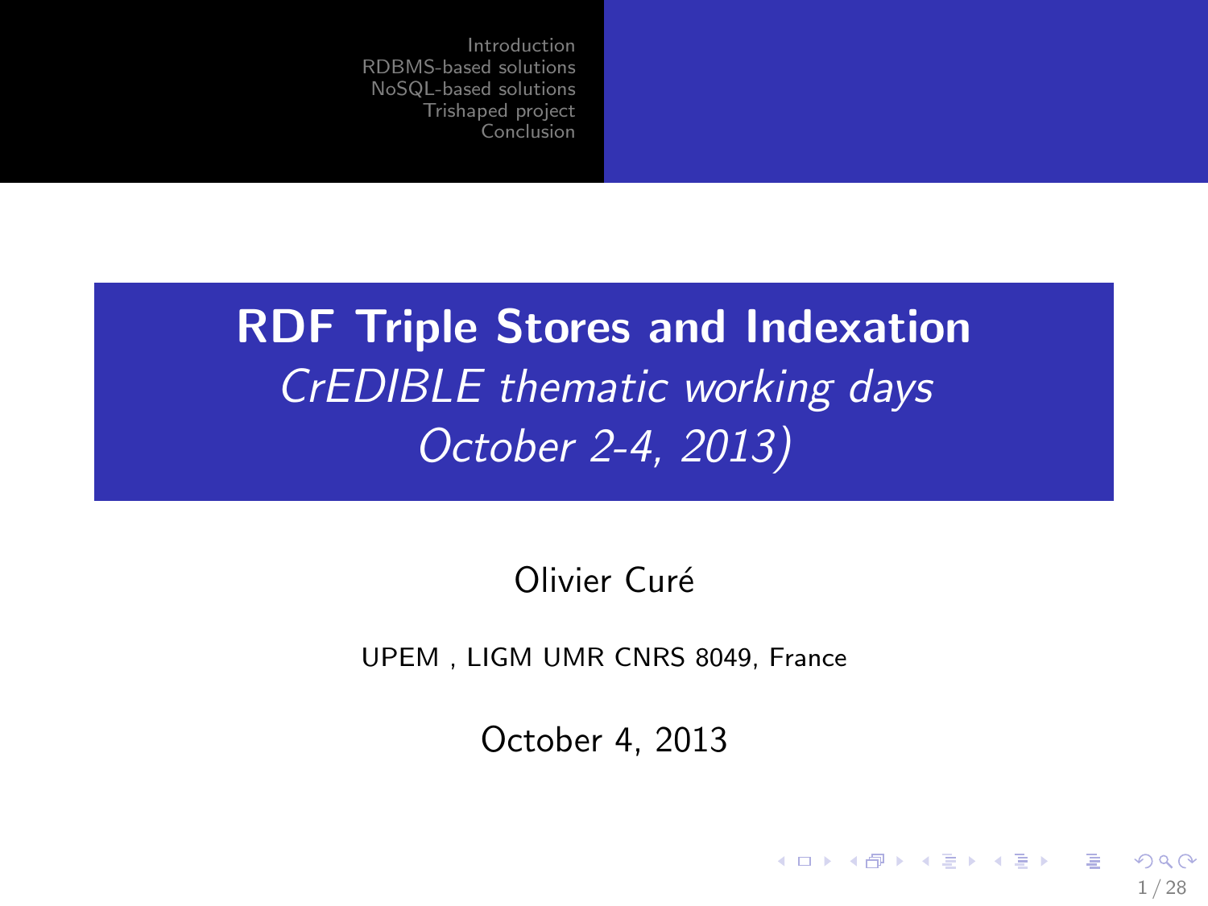# RDF Triple Stores and Indexation

*CrEDIBLE thematic working days*

*October 2-4, 2013)*

Olivier Curé

UPEM , LIGM UMR CNRS 8049, France

October 4, 2013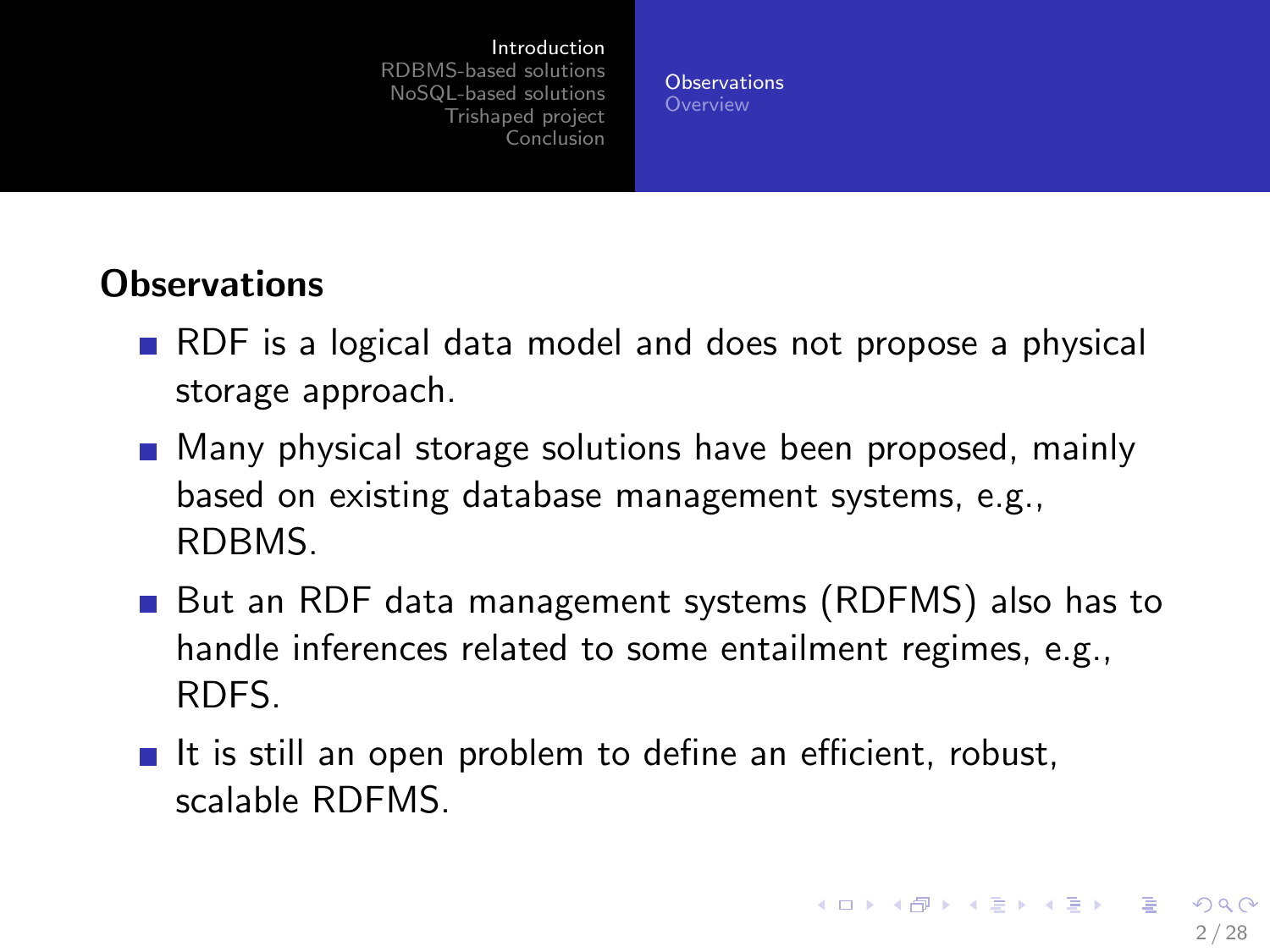## Observations

- RDF is a logical data model and does not propose a physical storage approach.
- Many physical storage solutions have been proposed, mainly based on existing database management systems, e.g., RDBMS.
- But an RDF data management systems (RDFMS) also has to handle inferences related to some entailment regimes, e.g., RDFS.
- It is still an open problem to define an efficient, robust, scalable RDFMS.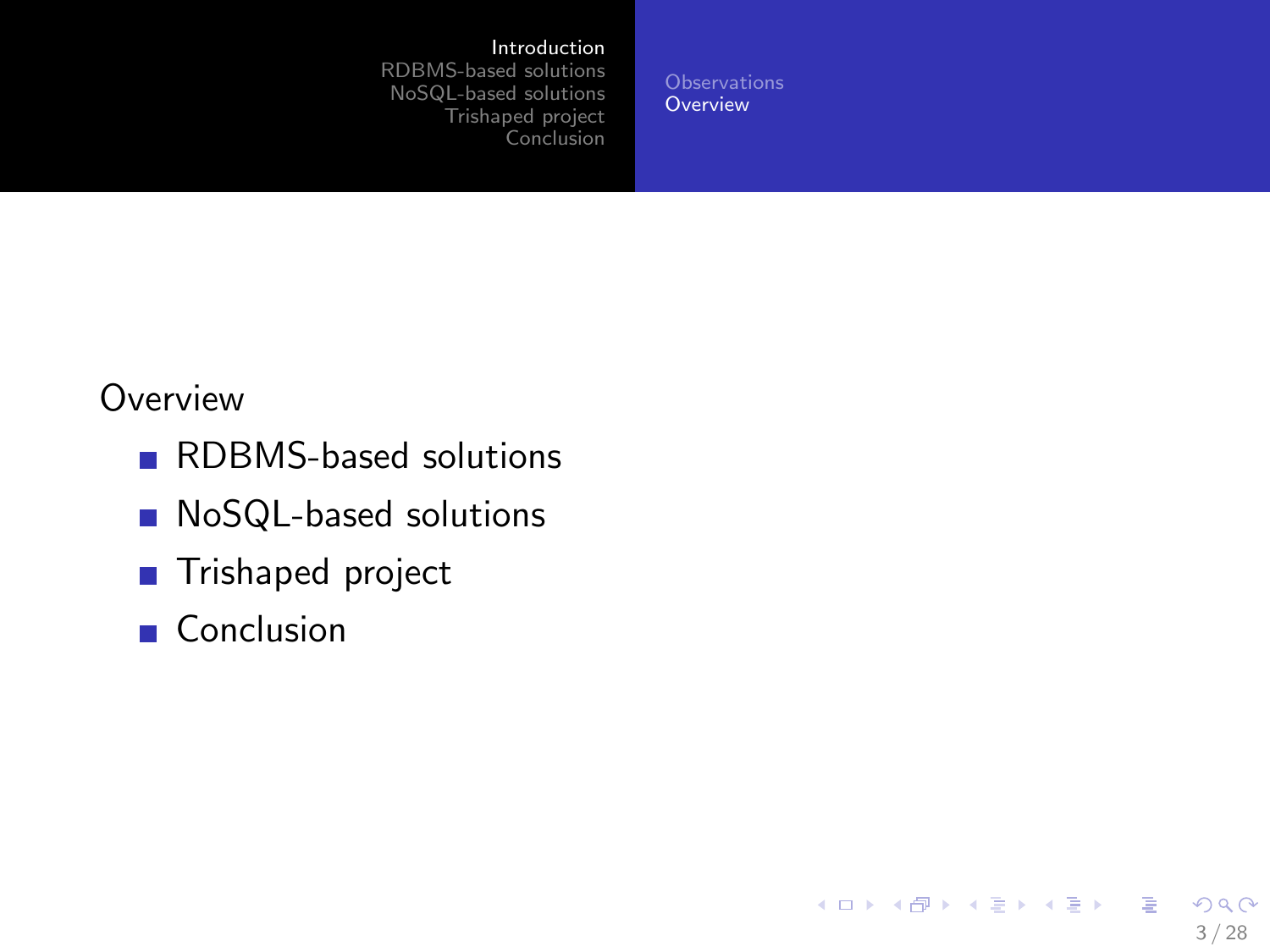Overview

- RDBMS-based solutions
- NoSQL-based solutions
- Trishaped project
- Conclusion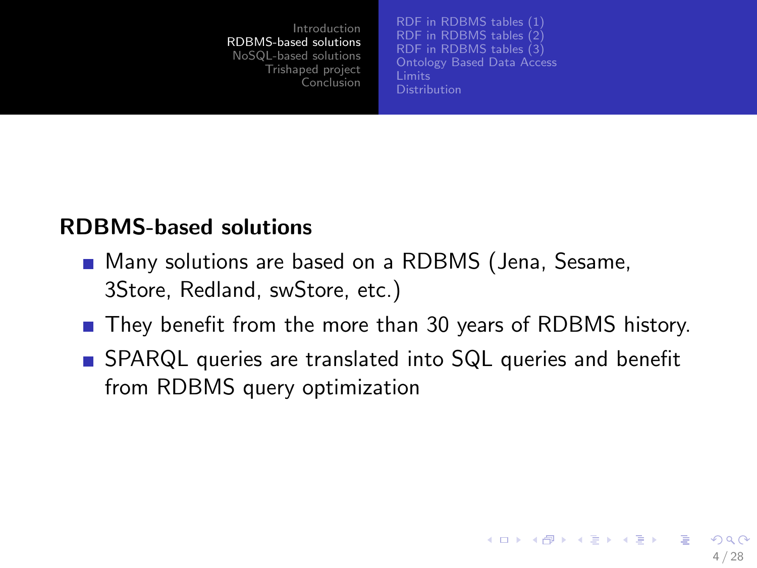## RDBMS-based solutions

- Many solutions are based on a RDBMS (Jena, Sesame, 3Store, Redland, swStore, etc.)
- They benefit from the more than 30 years of RDBMS history.
- SPARQL queries are translated into SQL queries and benefit from RDBMS query optimization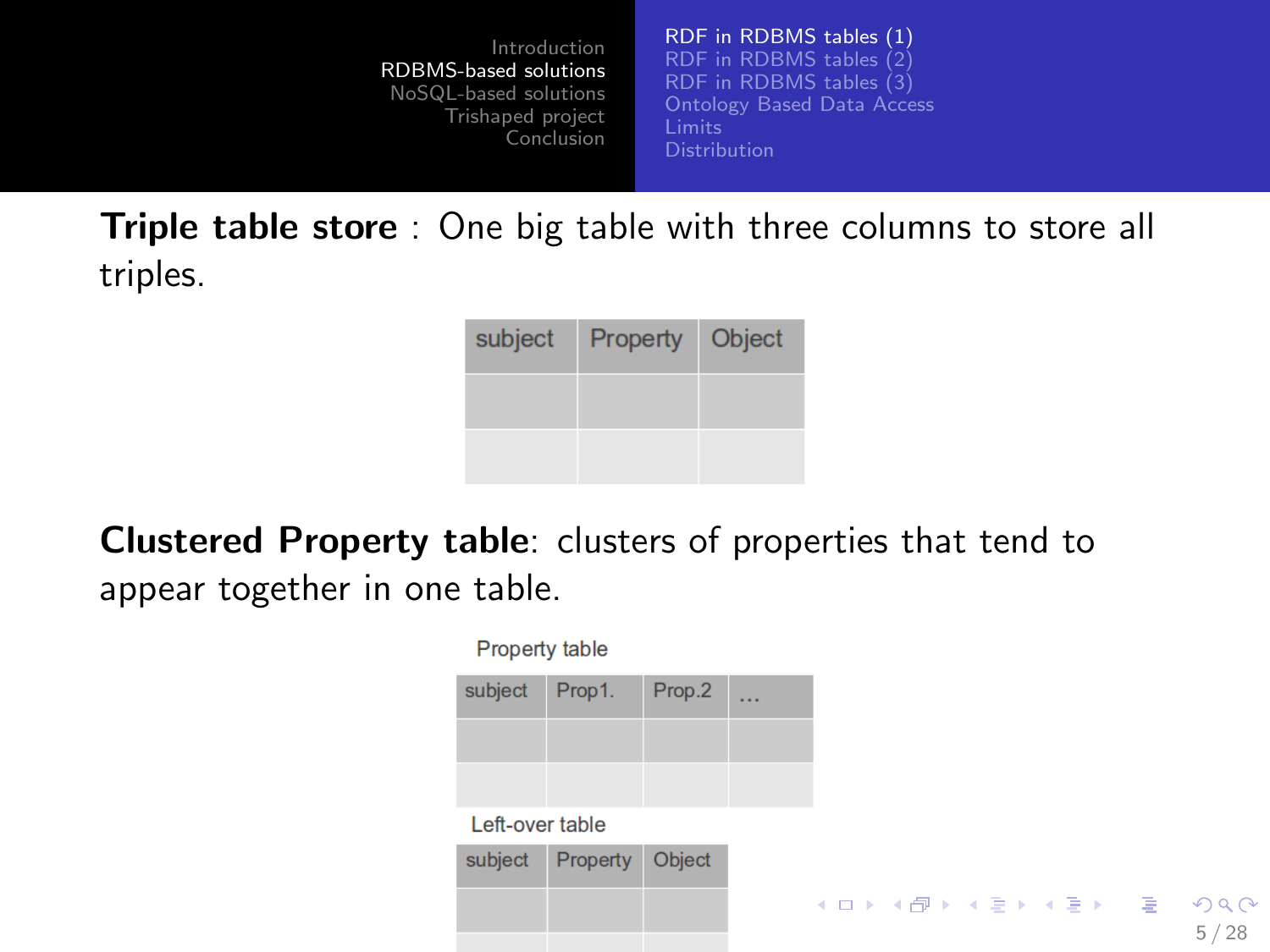**Triple table store** : One big table with three columns to store all triples.

| subject | Property | Object |
|---|---|---|
| | | |
| | | |

**Clustered Property table**: clusters of properties that tend to appear together in one table.

Property table

| subject | Prop1. | Prop.2 | ... |
|---|---|---|---|
| | | | |
| | | | |

Left-over table

| subject | Property | Object |
|---|---|---|
| | | |
| | | |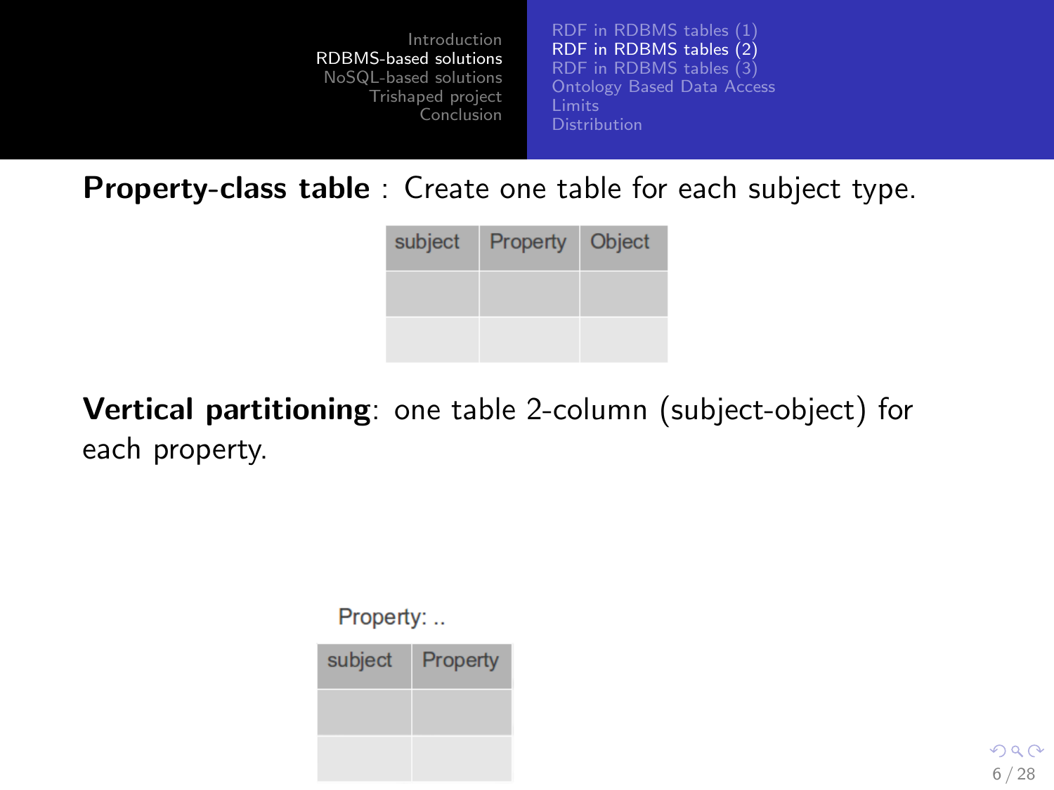**Property-class table** : Create one table for each subject type.

| subject | Property | Object |
|---|---|---|
| | | |
| | | |

**Vertical partitioning**: one table 2-column (subject-object) for each property.

Property: ..

| subject | Property |
|---|---|
| | |
| | |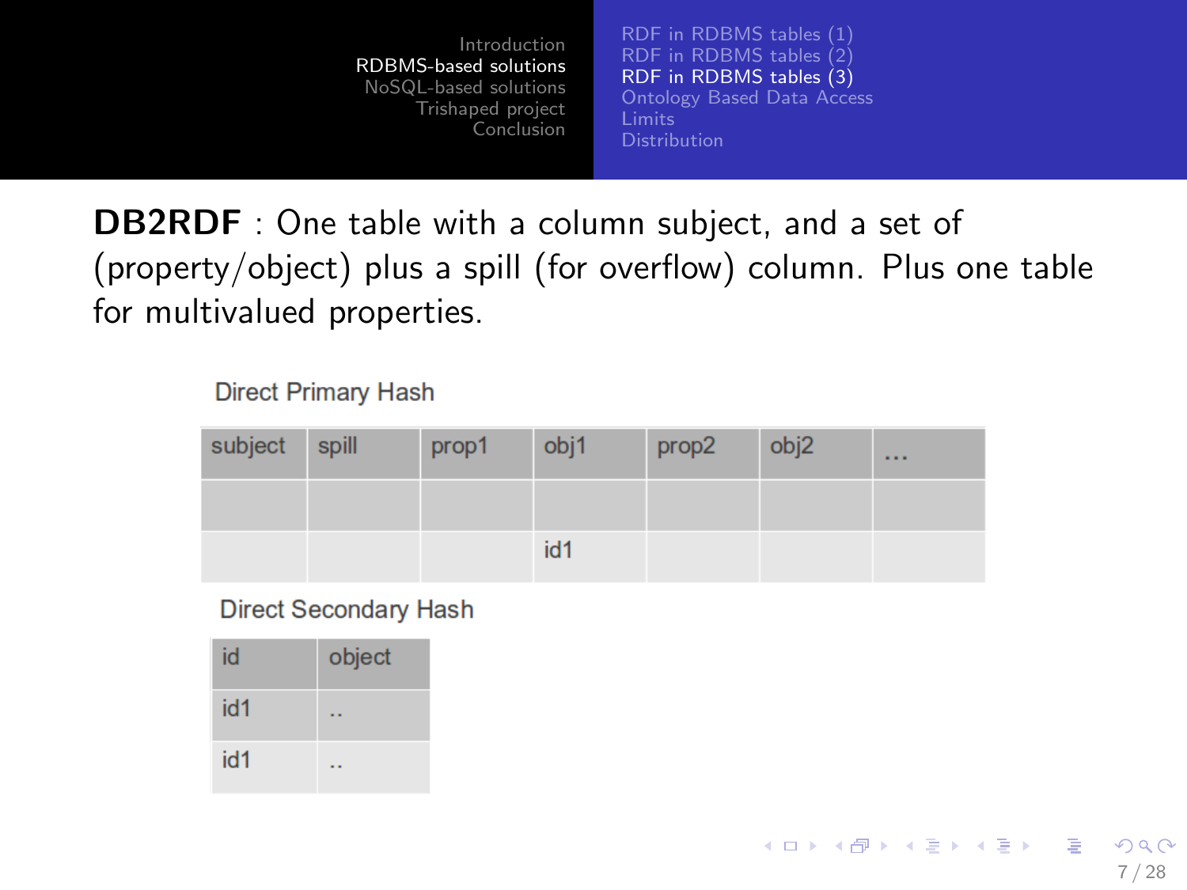**DB2RDF** : One table with a column subject, and a set of (property/object) plus a spill (for overflow) column. Plus one table for multivalued properties.

Direct Primary Hash

| subject | spill | prop1 | obj1 | prop2 | obj2 | ... |
|---|---|---|---|---|---|---|
| | | | | | | |
| | | | id1 | | | |

Direct Secondary Hash

| id | object |
|---|---|
| id1 | .. |
| id1 | .. |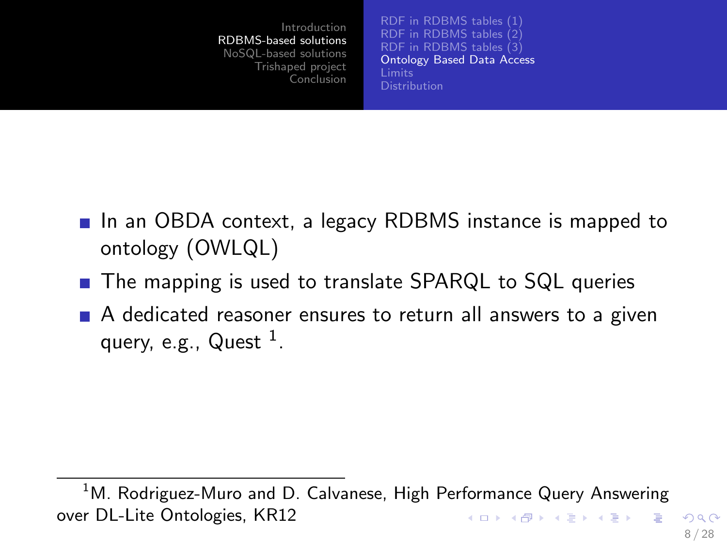- In an OBDA context, a legacy RDBMS instance is mapped to ontology (OWLQL)
- The mapping is used to translate SPARQL to SQL queries
- A dedicated reasoner ensures to return all answers to a given query, e.g., Quest [1].

[1] M. Rodriguez-Muro and D. Calvanese, High Performance Query Answering over DL-Lite Ontologies, KR12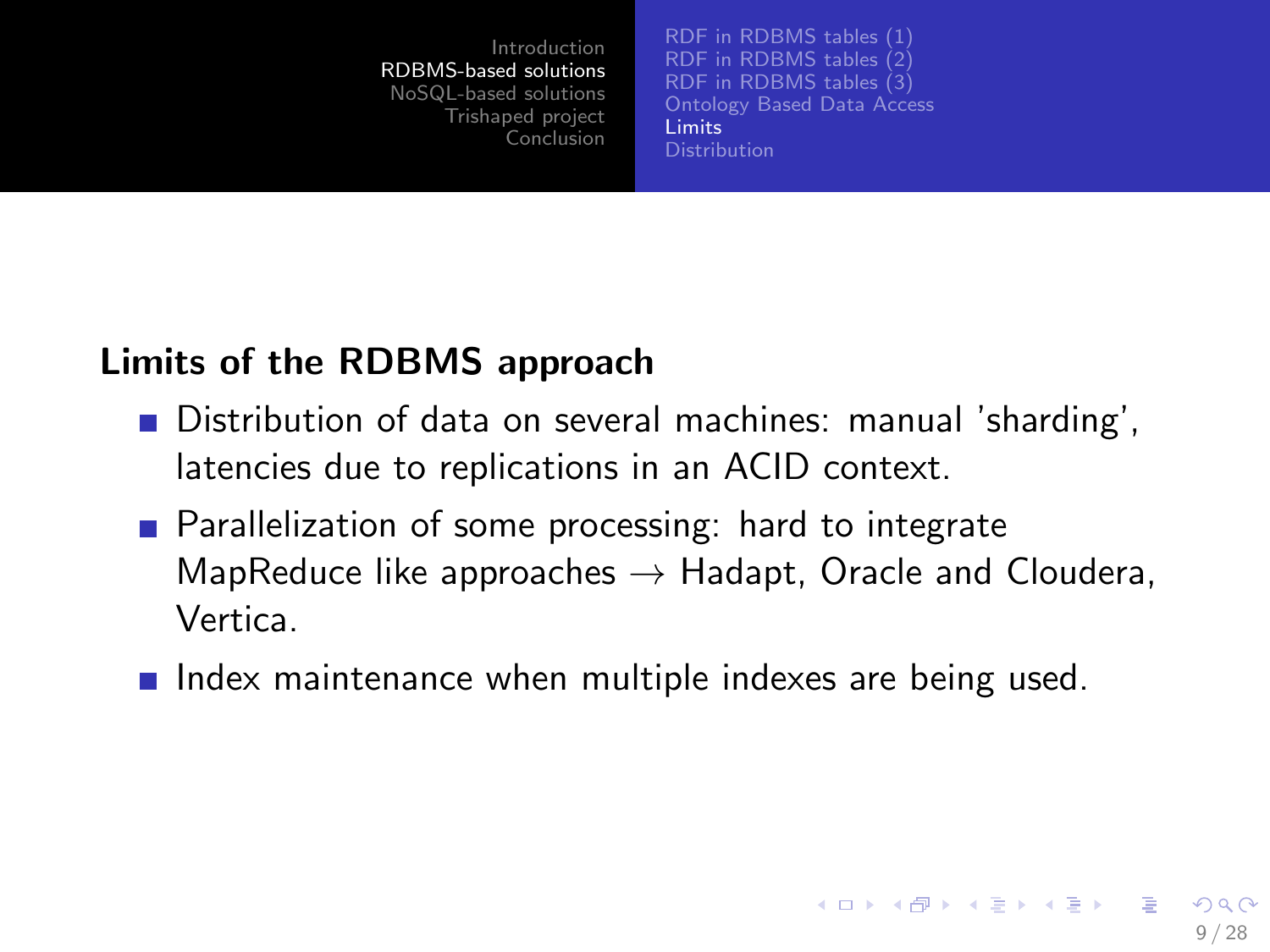## Limits of the RDBMS approach

- Distribution of data on several machines: manual 'sharding', latencies due to replications in an ACID context.
- Parallelization of some processing: hard to integrate MapReduce like approaches → Hadapt, Oracle and Cloudera, Vertica.
- Index maintenance when multiple indexes are being used.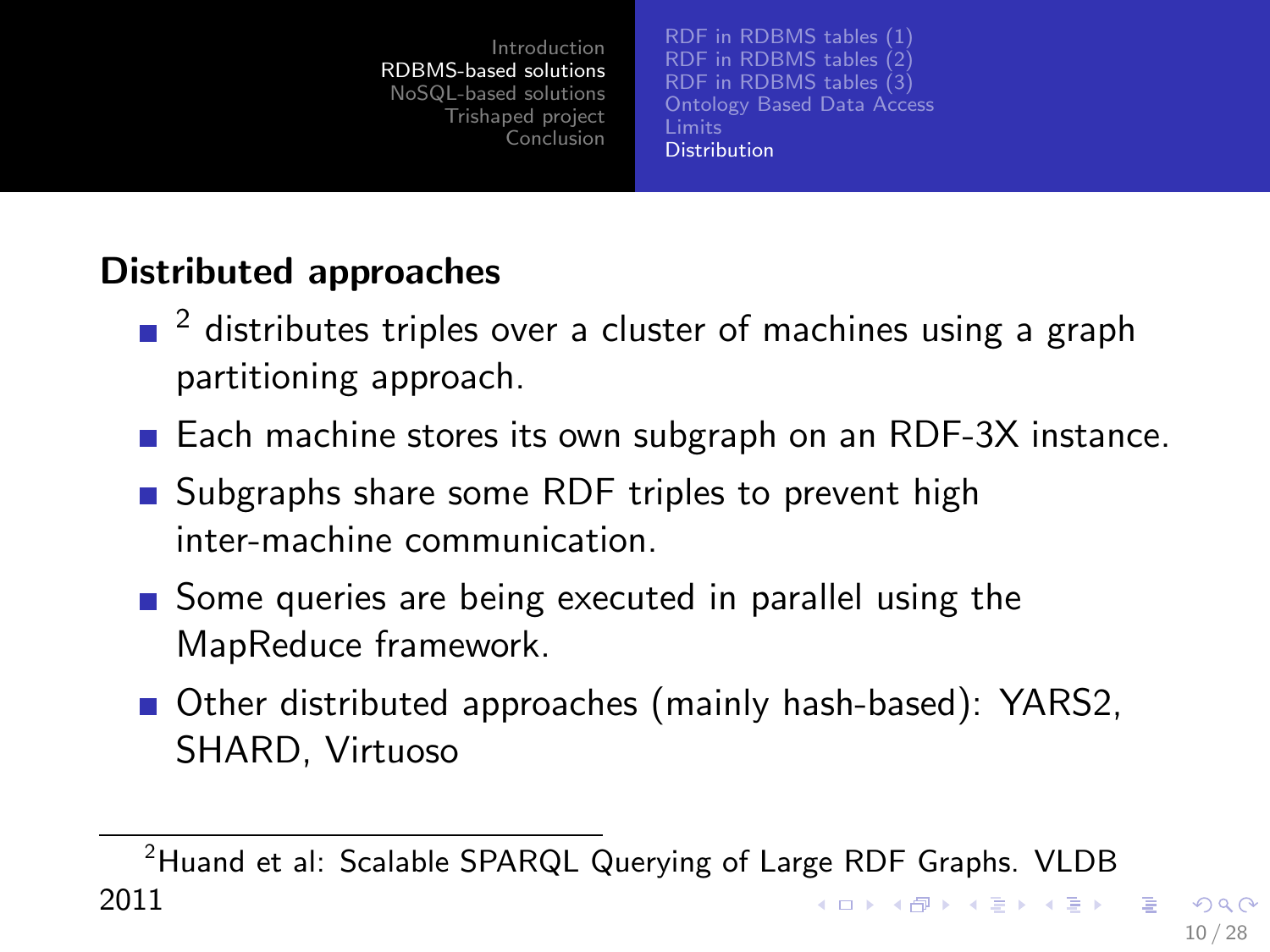## Distributed approaches

- [2] distributes triples over a cluster of machines using a graph partitioning approach.
- Each machine stores its own subgraph on an RDF-3X instance.
- Subgraphs share some RDF triples to prevent high inter-machine communication.
- Some queries are being executed in parallel using the MapReduce framework.
- Other distributed approaches (mainly hash-based): YARS2, SHARD, Virtuoso

[2] Huand et al: Scalable SPARQL Querying of Large RDF Graphs. VLDB 2011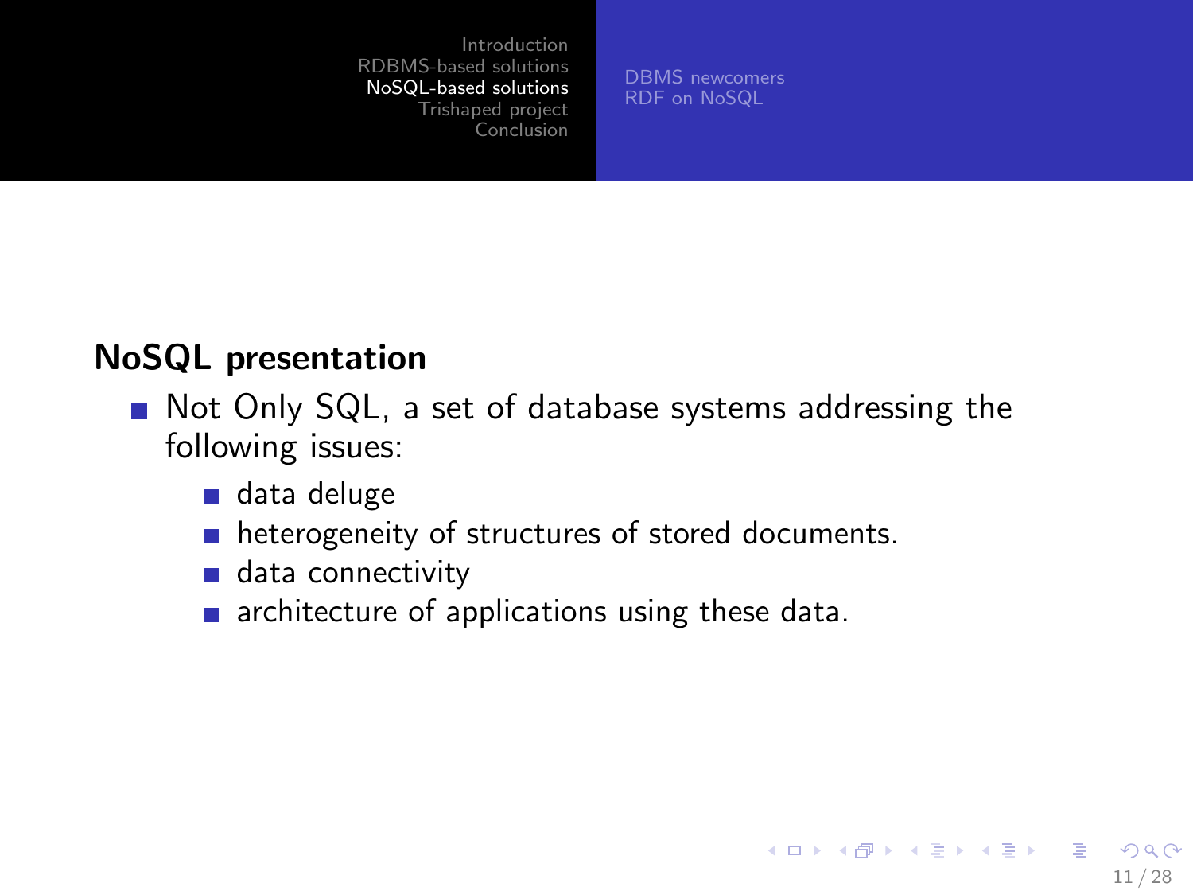## NoSQL presentation

- Not Only SQL, a set of database systems addressing the following issues:
  - data deluge
  - heterogeneity of structures of stored documents.
  - data connectivity
  - architecture of applications using these data.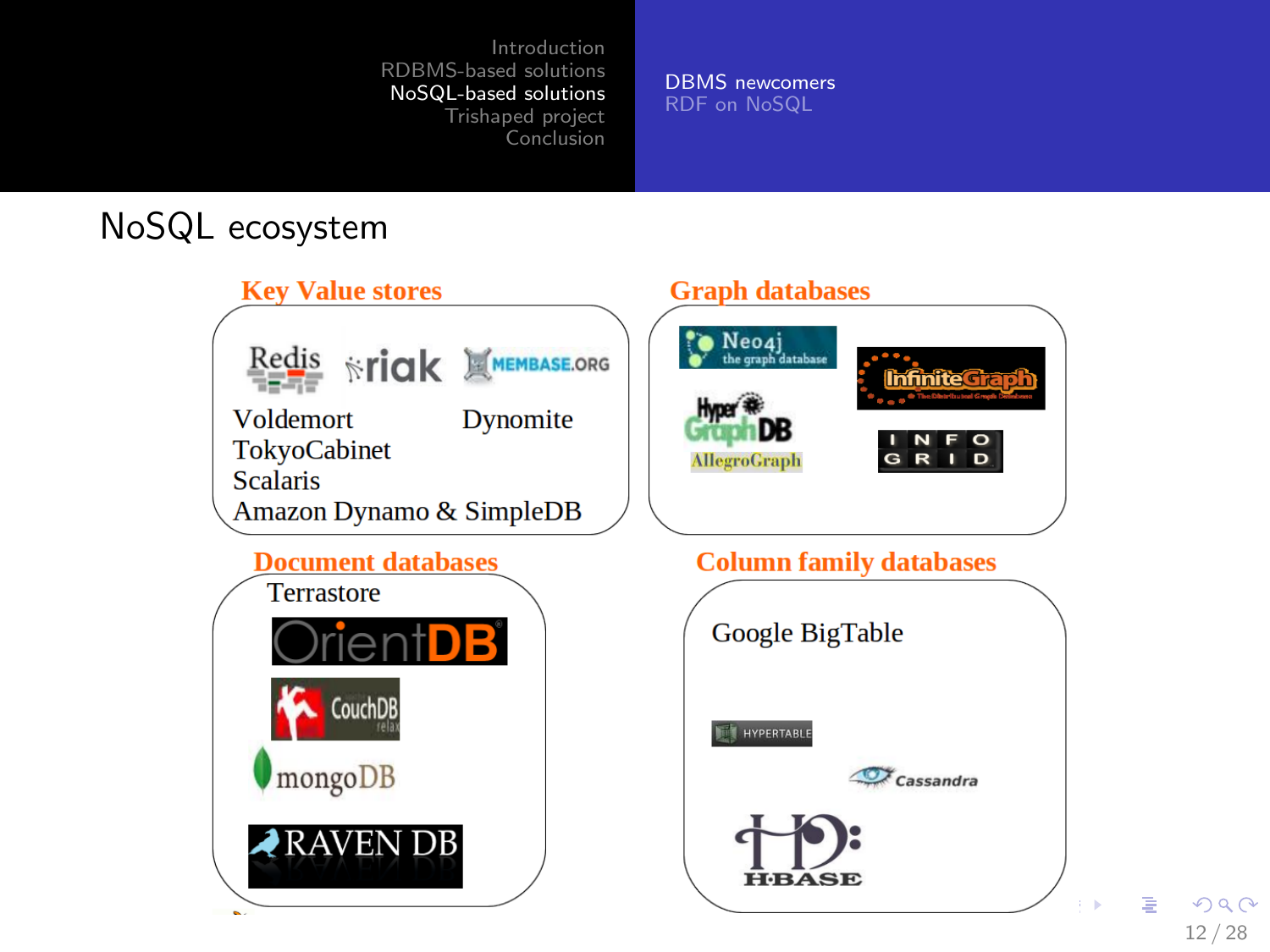# NoSQL ecosystem

## Key Value stores

Redis riak MEMBASE.ORG

Voldemort Dynomite

TokyoCabinet

Scalaris

Amazon Dynamo & SimpleDB

## Graph databases

Neo4j the graph database

InfiniteGraph

HyperGraphDB

AllegroGraph

INFOGRID

## Document databases

Terrastore

OrientDB

CouchDB relax

mongoDB

RAVEN DB

## Column family databases

Google BigTable

HYPERTABLE

Cassandra

HBASE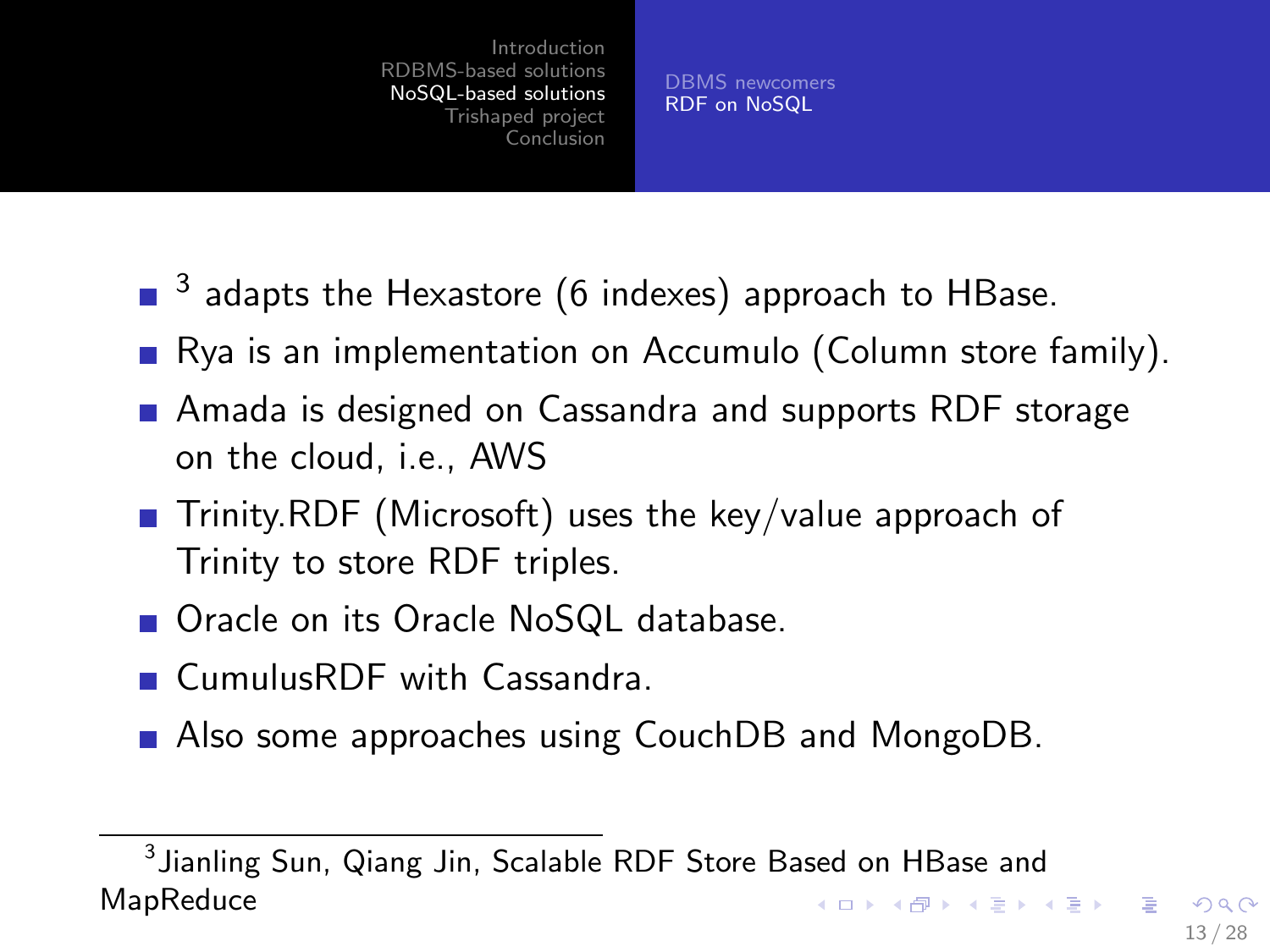- [3] adapts the Hexastore (6 indexes) approach to HBase.
- Rya is an implementation on Accumulo (Column store family).
- Amada is designed on Cassandra and supports RDF storage on the cloud, i.e., AWS
- Trinity.RDF (Microsoft) uses the key/value approach of Trinity to store RDF triples.
- Oracle on its Oracle NoSQL database.
- CumulusRDF with Cassandra.
- Also some approaches using CouchDB and MongoDB.

---

[3] Jianling Sun, Qiang Jin, Scalable RDF Store Based on HBase and MapReduce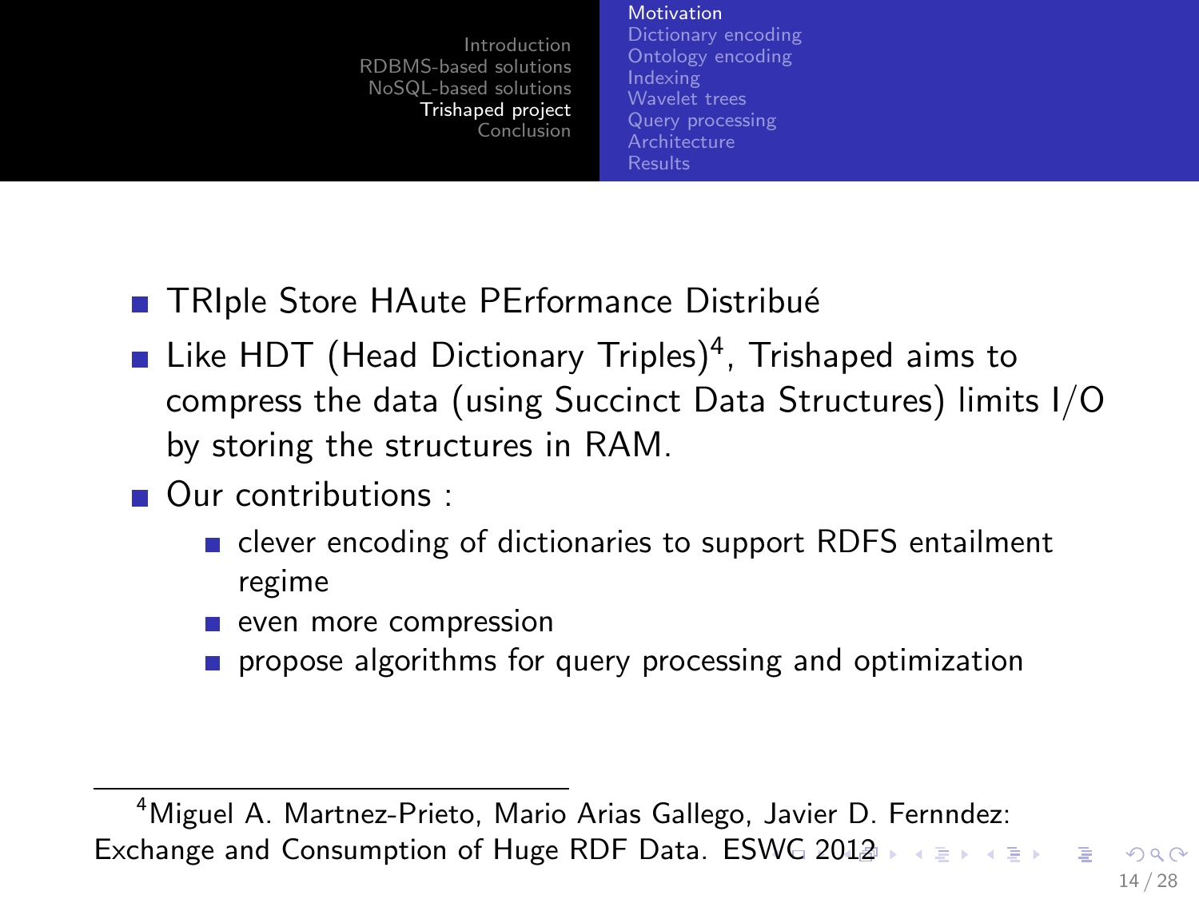- TRIple Store HAute PErformance Distribué
- Like HDT (Head Dictionary Triples)[4], Trishaped aims to compress the data (using Succinct Data Structures) limits I/O by storing the structures in RAM.
- Our contributions :
  - clever encoding of dictionaries to support RDFS entailment regime
  - even more compression
  - propose algorithms for query processing and optimization

[4] Miguel A. Martnez-Prieto, Mario Arias Gallego, Javier D. Fernndez: Exchange and Consumption of Huge RDF Data. ESWC 2012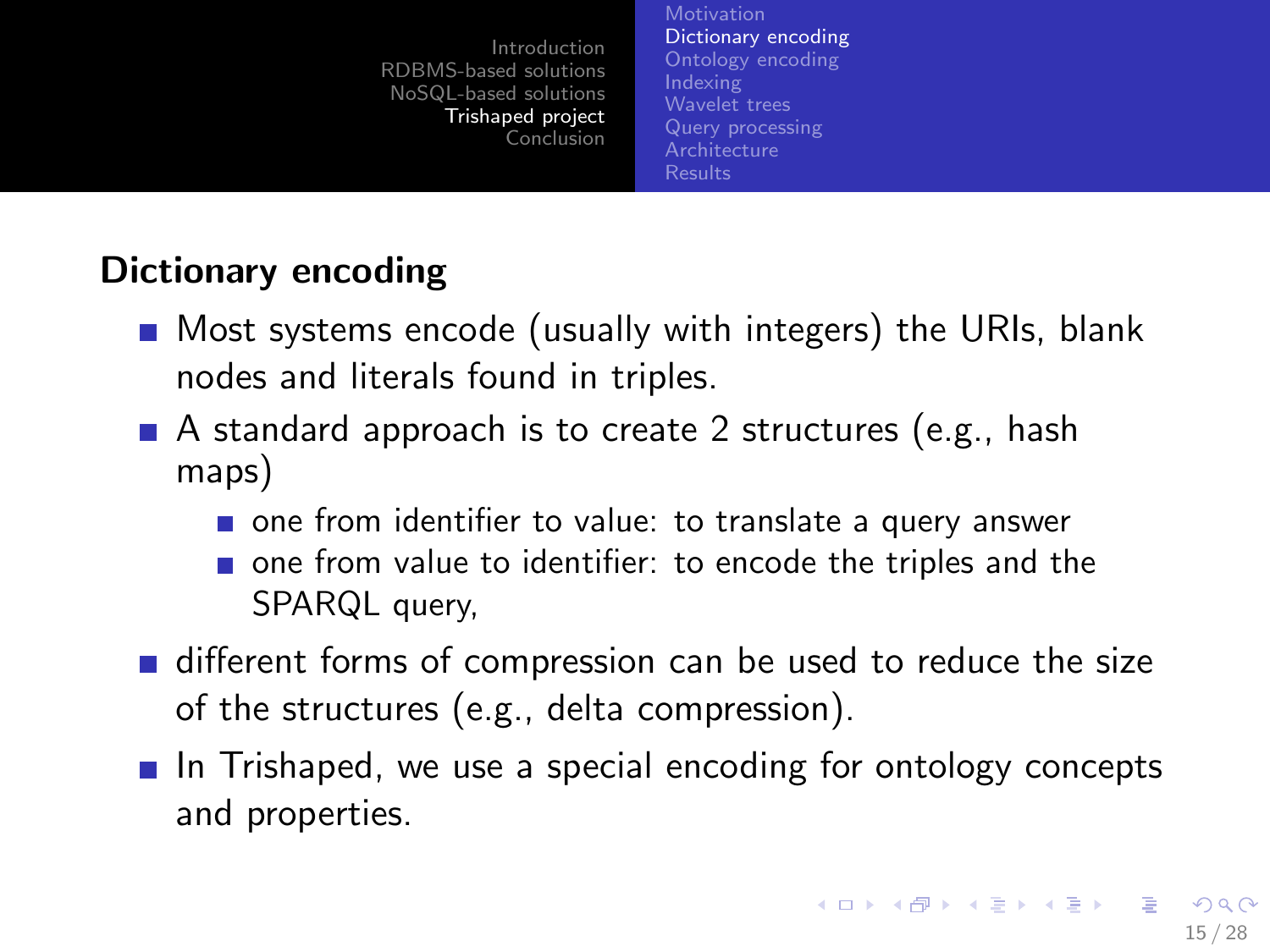## Dictionary encoding

- Most systems encode (usually with integers) the URIs, blank nodes and literals found in triples.
- A standard approach is to create 2 structures (e.g., hash maps)
  - one from identifier to value: to translate a query answer
  - one from value to identifier: to encode the triples and the SPARQL query,
- different forms of compression can be used to reduce the size of the structures (e.g., delta compression).
- In Trishaped, we use a special encoding for ontology concepts and properties.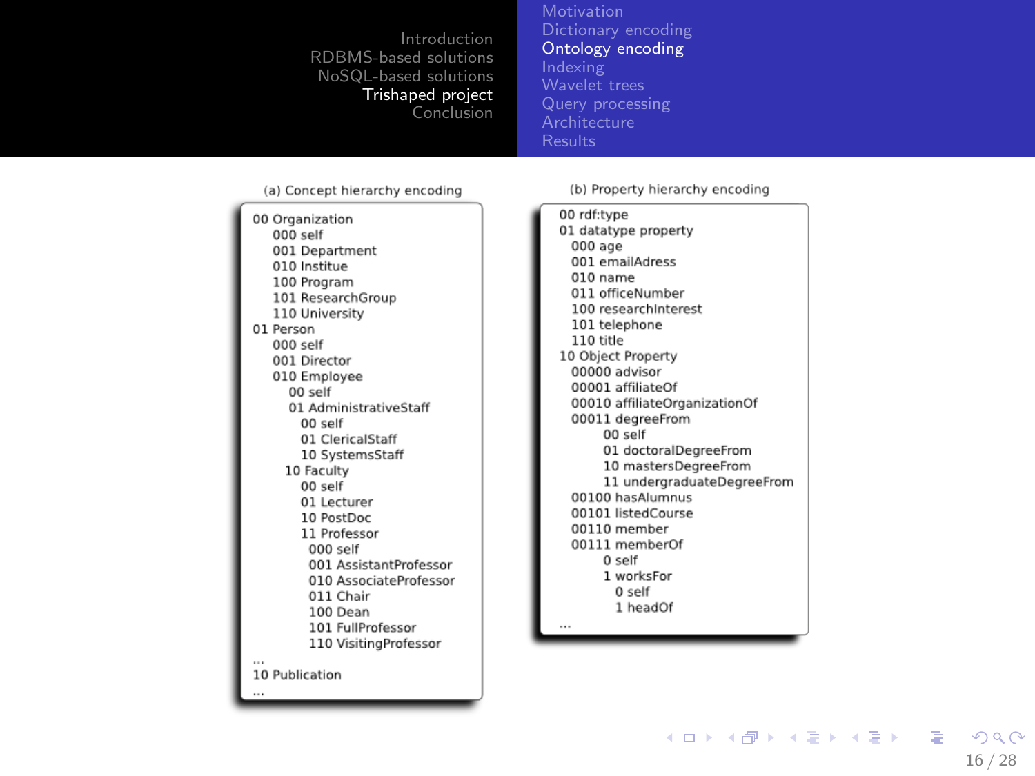(a) Concept hierarchy encoding

```
00 Organization
    000 self
    001 Department
    010 Institue
    100 Program
    101 ResearchGroup
    110 University
01 Person
    000 self
    001 Director
    010 Employee
        00 self
        01 AdministrativeStaff
            00 self
            01 ClericalStaff
            10 SystemsStaff
        10 Faculty
            00 self
            01 Lecturer
            10 PostDoc
            11 Professor
                000 self
                001 AssistantProfessor
                010 AssociateProfessor
                011 Chair
                100 Dean
                101 FullProfessor
                110 VisitingProfessor
...
10 Publication
...
```

(b) Property hierarchy encoding

```
00 rdf:type
01 datatype property
    000 age
    001 emailAdress
    010 name
    011 officeNumber
    100 researchInterest
    101 telephone
    110 title
10 Object Property
    00000 advisor
    00001 affiliateOf
    00010 affiliateOrganizationOf
    00011 degreeFrom
        00 self
        01 doctoralDegreeFrom
        10 mastersDegreeFrom
        11 undergraduateDegreeFrom
    00100 hasAlumnus
    00101 listedCourse
    00110 member
    00111 memberOf
        0 self
        1 worksFor
            0 self
            1 headOf
...
```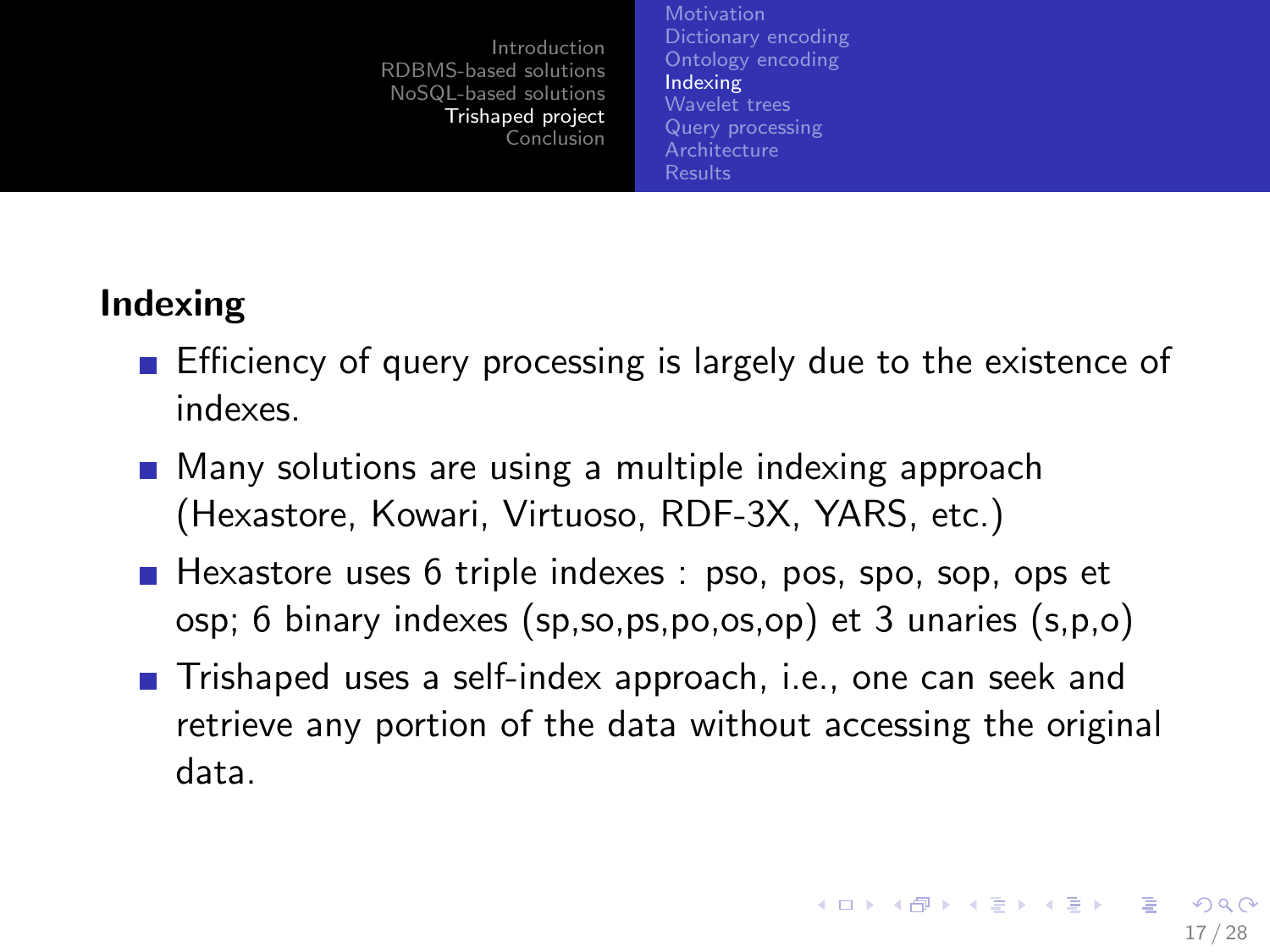## Indexing

- Efficiency of query processing is largely due to the existence of indexes.
- Many solutions are using a multiple indexing approach (Hexastore, Kowari, Virtuoso, RDF-3X, YARS, etc.)
- Hexastore uses 6 triple indexes : pso, pos, spo, sop, ops et osp; 6 binary indexes (sp,so,ps,po,os,op) et 3 unaries (s,p,o)
- Trishaped uses a self-index approach, i.e., one can seek and retrieve any portion of the data without accessing the original data.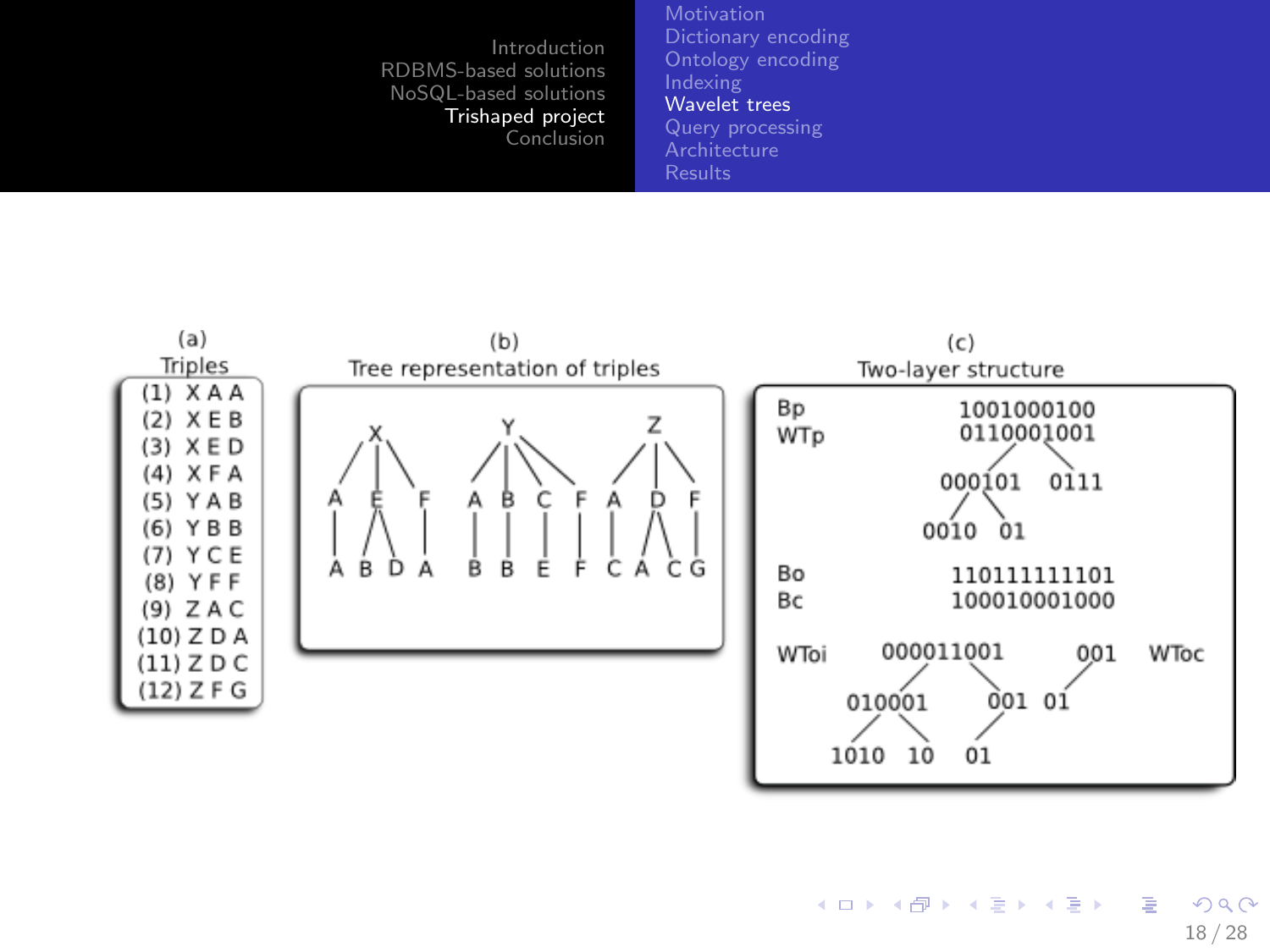(a)
Triples

(1) X A A
(2) X E B
(3) X E D
(4) X F A
(5) Y A B
(6) Y B B
(7) Y C E
(8) Y F F
(9) Z A C
(10) Z D A
(11) Z D C
(12) Z F G

(b)
Tree representation of triples

(c)
Two-layer structure

Bp 1001000100
WTp 0110001001

000101 0111

0010 01

Bo 110111111101
Bc 100010001000

WToi 000011001 001 WToc

010001 001 01

1010 10 01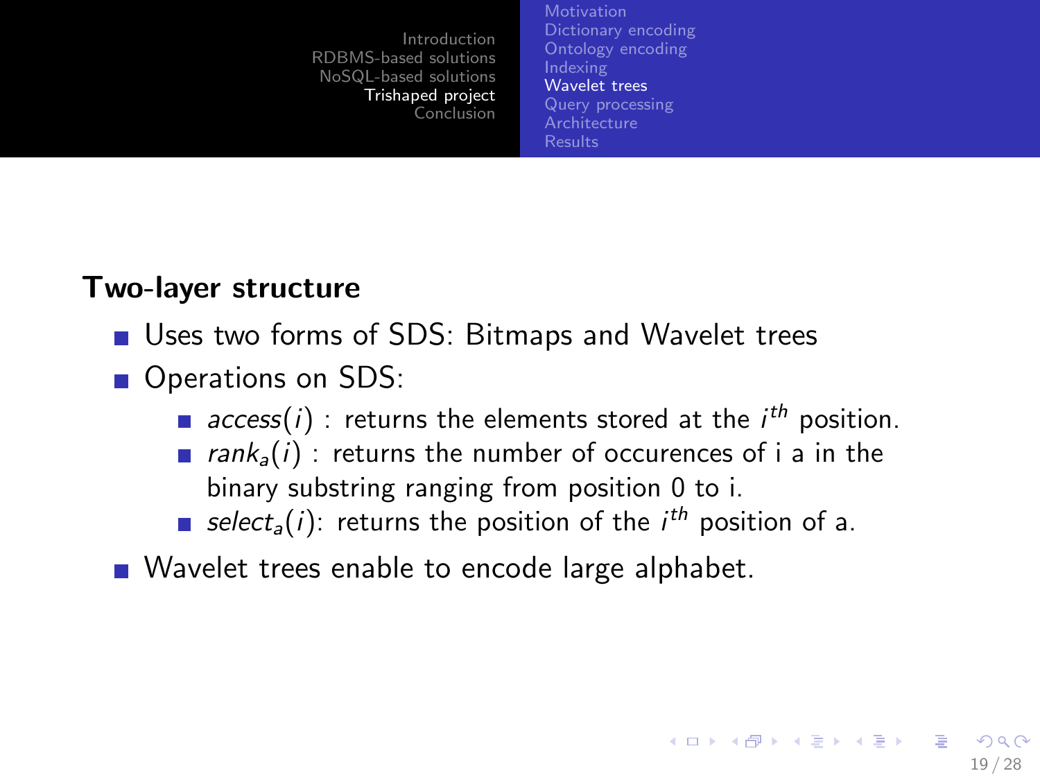**Two-layer structure**

- Uses two forms of SDS: Bitmaps and Wavelet trees
- Operations on SDS:
  - $access(i)$ : returns the elements stored at the $i^{th}$ position.
  - $rank_a(i)$ : returns the number of occurences of i a in the binary substring ranging from position 0 to i.
  - $select_a(i)$: returns the position of the $i^{th}$ position of a.
- Wavelet trees enable to encode large alphabet.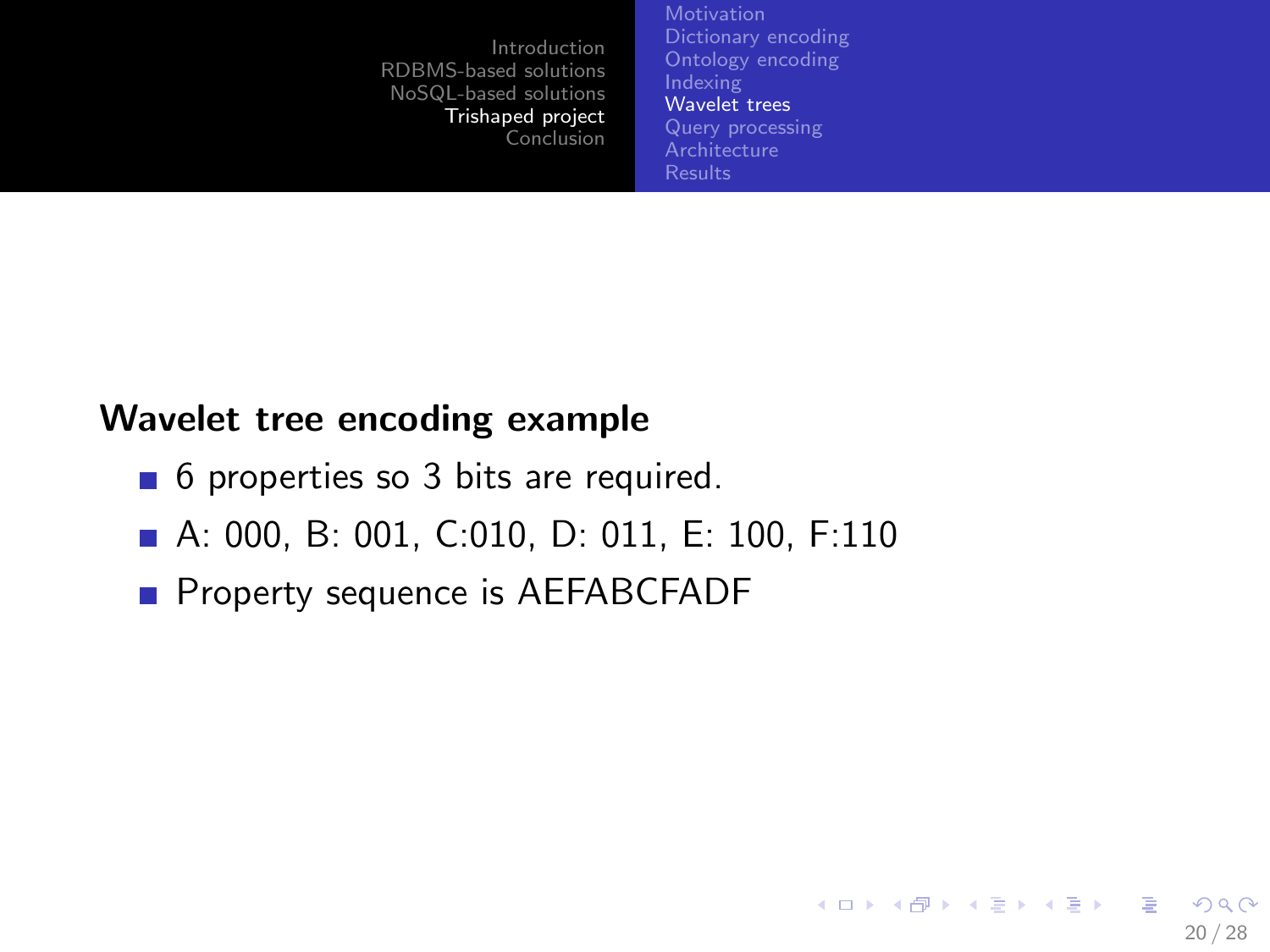### Wavelet tree encoding example

- 6 properties so 3 bits are required.
- A: 000, B: 001, C:010, D: 011, E: 100, F:110
- Property sequence is AEFABCFADF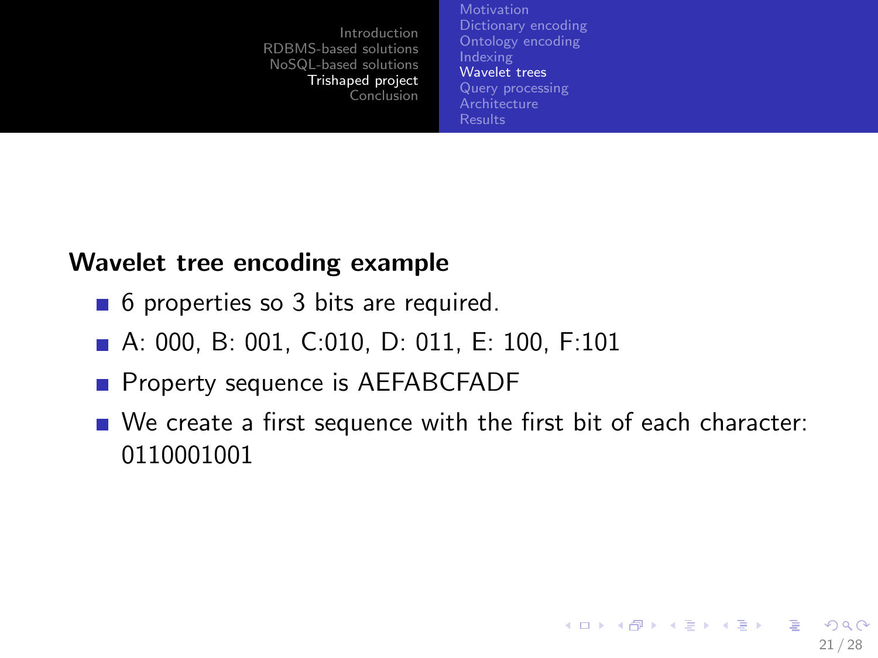### Wavelet tree encoding example

- 6 properties so 3 bits are required.
- A: 000, B: 001, C:010, D: 011, E: 100, F:101
- Property sequence is AEFABCFADF
- We create a first sequence with the first bit of each character: 0110001001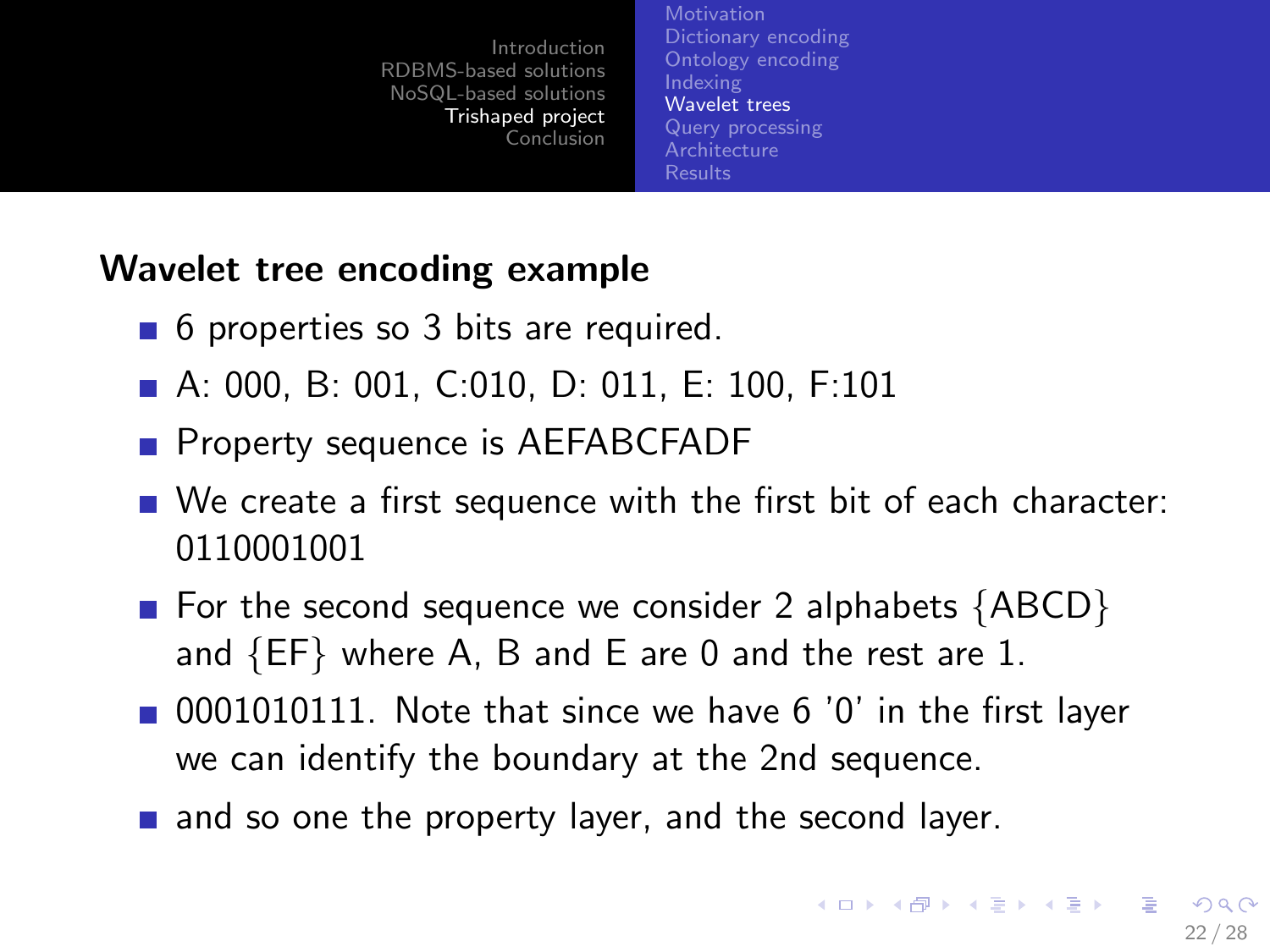### Wavelet tree encoding example

- 6 properties so 3 bits are required.
- A: 000, B: 001, C:010, D: 011, E: 100, F:101
- Property sequence is AEFABCFADF
- We create a first sequence with the first bit of each character: 0110001001
- For the second sequence we consider 2 alphabets {ABCD} and {EF} where A, B and E are 0 and the rest are 1.
- 0001010111. Note that since we have 6 '0' in the first layer we can identify the boundary at the 2nd sequence.
- and so one the property layer, and the second layer.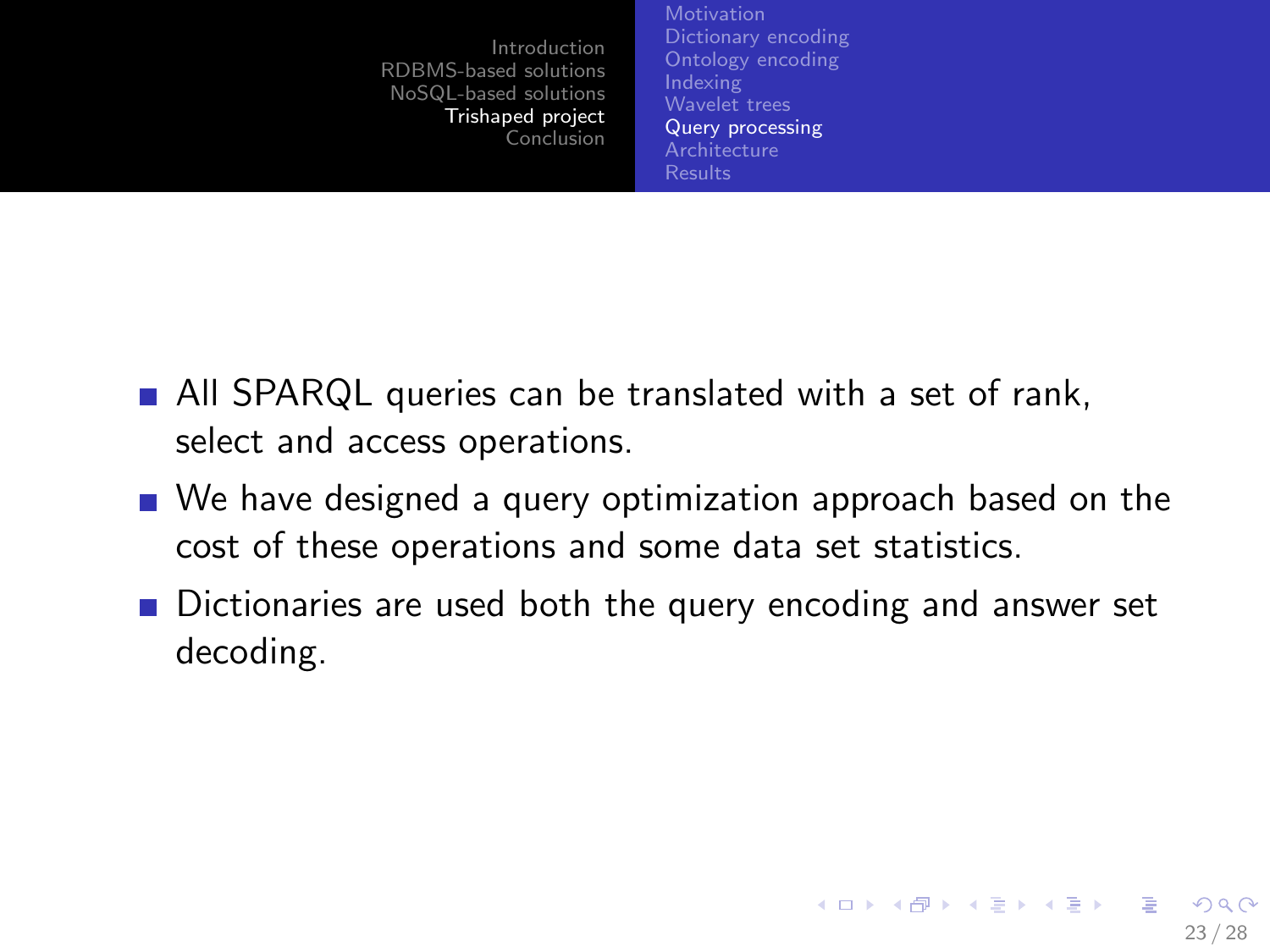- All SPARQL queries can be translated with a set of rank, select and access operations.
- We have designed a query optimization approach based on the cost of these operations and some data set statistics.
- Dictionaries are used both the query encoding and answer set decoding.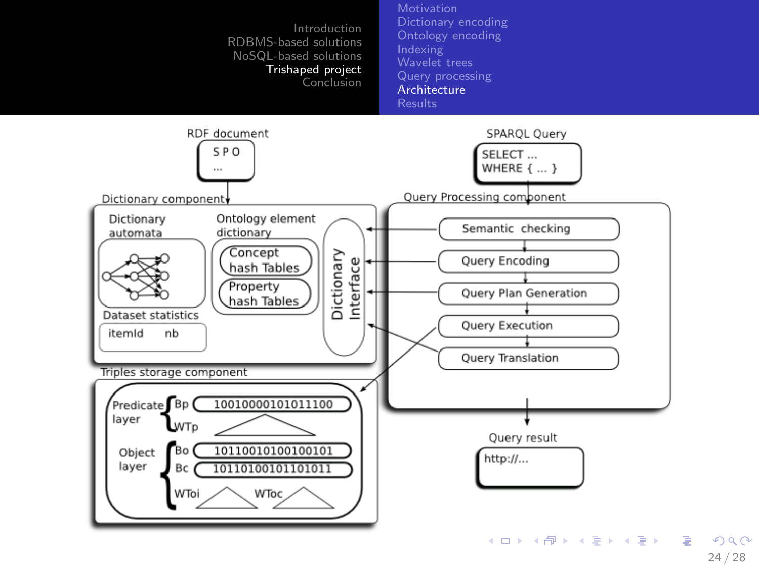# Architecture

RDF document

```
S P O
...
```

SPARQL Query

```
SELECT ...
WHERE { ... }
```

**Dictionary component**

- Dictionary automata
- Ontology element dictionary
  - Concept hash Tables
  - Property hash Tables
- Dataset statistics
  - itemId nb
- Dictionary Interface

**Query Processing component**

- Semantic checking
- Query Encoding
- Query Plan Generation
- Query Execution
- Query Translation

**Triples storage component**

- Predicate layer
  - Bp: 100100000101011100
  - WTp
- Object layer
  - Bo: 101100101001001 01
  - Bc: 101101001011 01011
  - WToi
  - WToc

Query result

```
http://...
```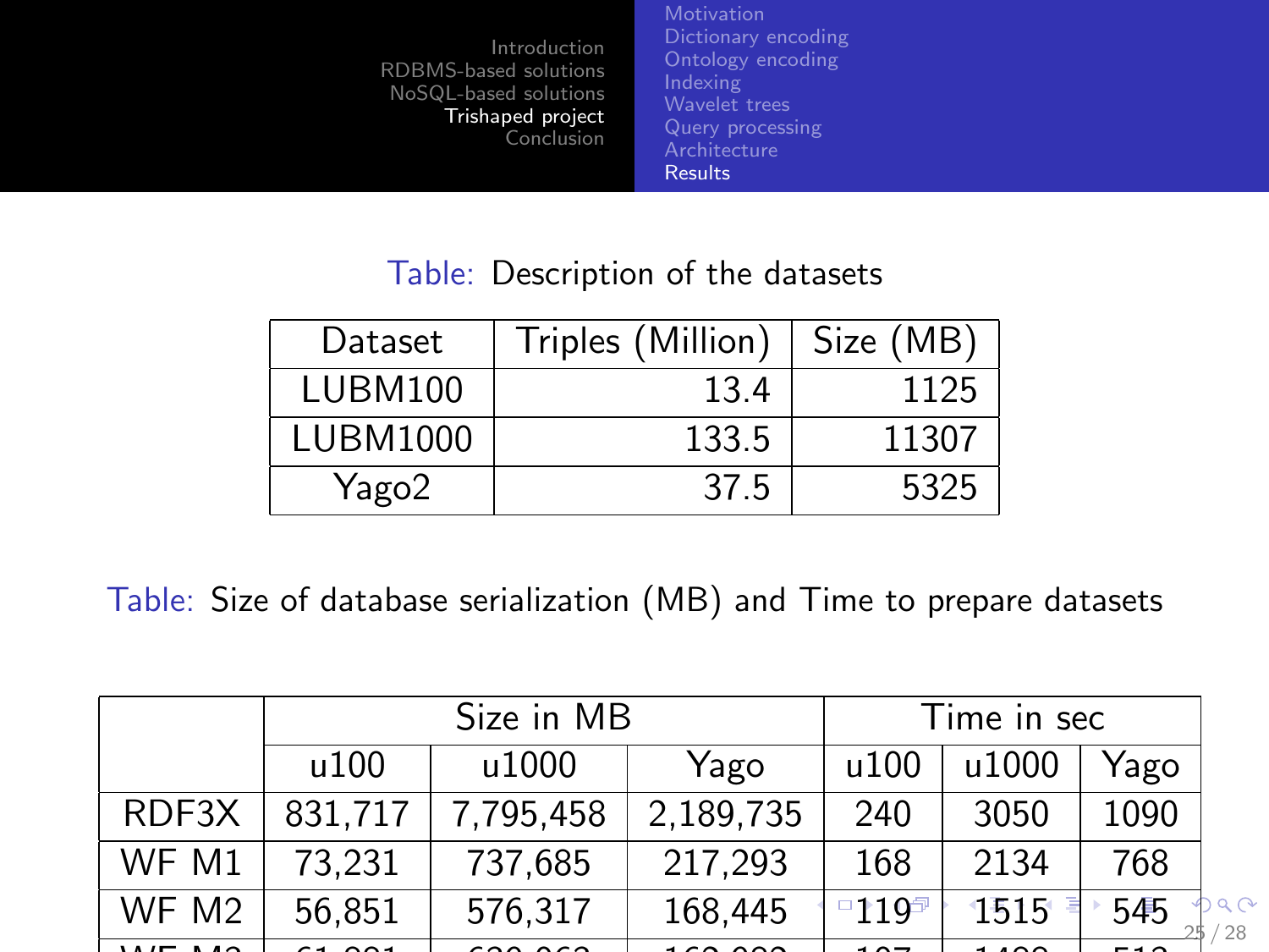Table: Description of the datasets

| Dataset | Triples (Million) | Size (MB) |
|---|---|---|
| LUBM100 | 13.4 | 1125 |
| LUBM1000 | 133.5 | 11307 |
| Yago2 | 37.5 | 5325 |

Table: Size of database serialization (MB) and Time to prepare datasets

| | Size in MB | | | Time in sec | | |
|---|---|---|---|---|---|---|
| | u100 | u1000 | Yago | u100 | u1000 | Yago |
| RDF3X | 831,717 | 7,795,458 | 2,189,735 | 240 | 3050 | 1090 |
| WF M1 | 73,231 | 737,685 | 217,293 | 168 | 2134 | 768 |
| WF M2 | 56,851 | 576,317 | 168,445 | 119 | 1515 | 545 |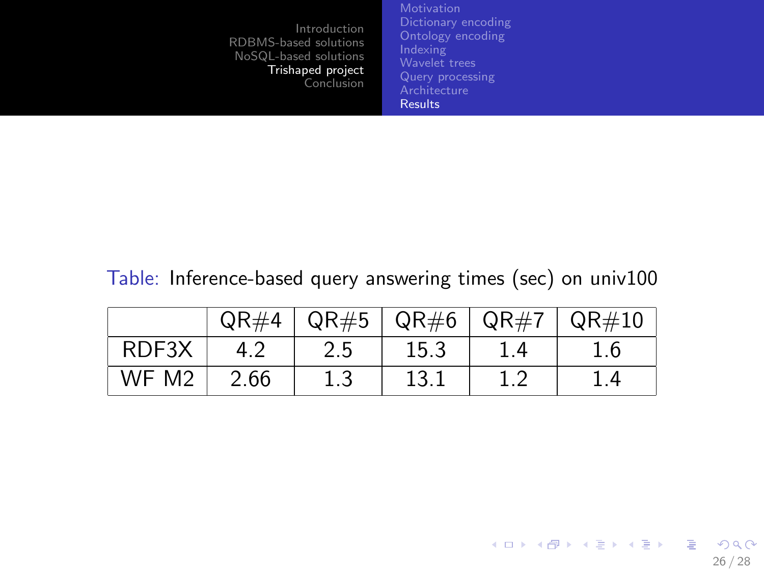Table: Inference-based query answering times (sec) on univ100

| | QR#4 | QR#5 | QR#6 | QR#7 | QR#10 |
|---|---|---|---|---|---|
| RDF3X | 4.2 | 2.5 | 15.3 | 1.4 | 1.6 |
| WF M2 | 2.66 | 1.3 | 13.1 | 1.2 | 1.4 |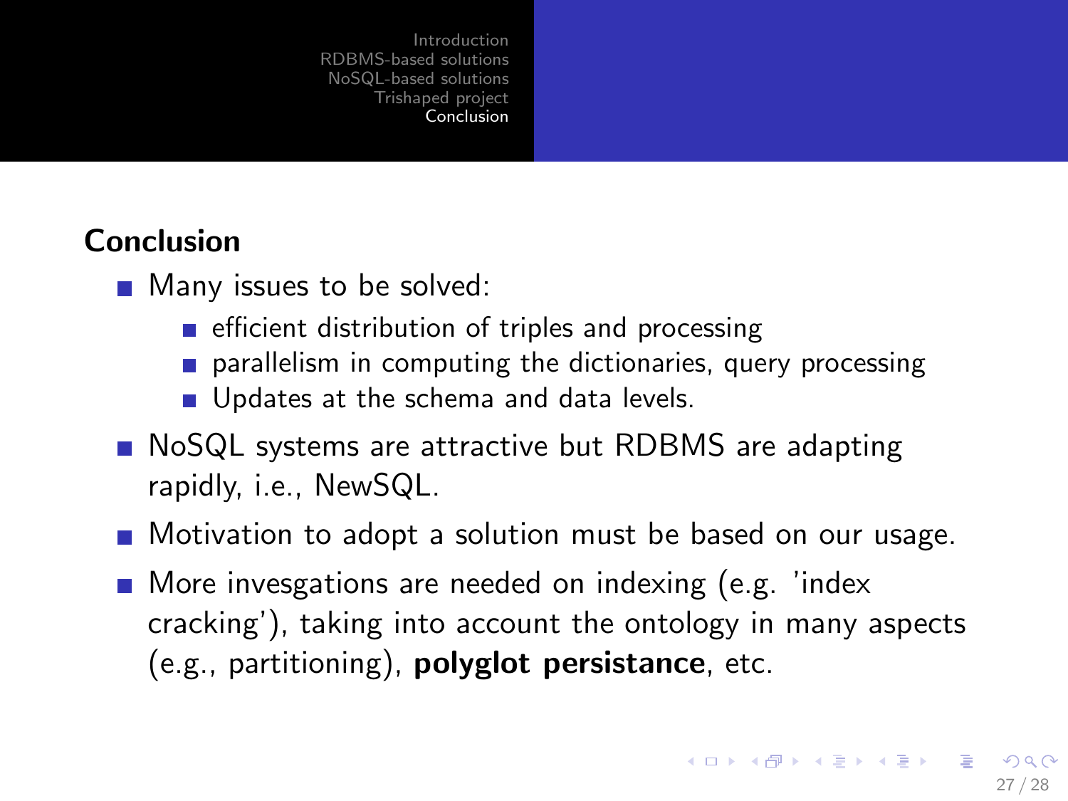## Conclusion

- Many issues to be solved:
  - efficient distribution of triples and processing
  - parallelism in computing the dictionaries, query processing
  - Updates at the schema and data levels.
- NoSQL systems are attractive but RDBMS are adapting rapidly, i.e., NewSQL.
- Motivation to adopt a solution must be based on our usage.
- More invesgations are needed on indexing (e.g. 'index cracking'), taking into account the ontology in many aspects (e.g., partitioning), **polyglot persistance**, etc.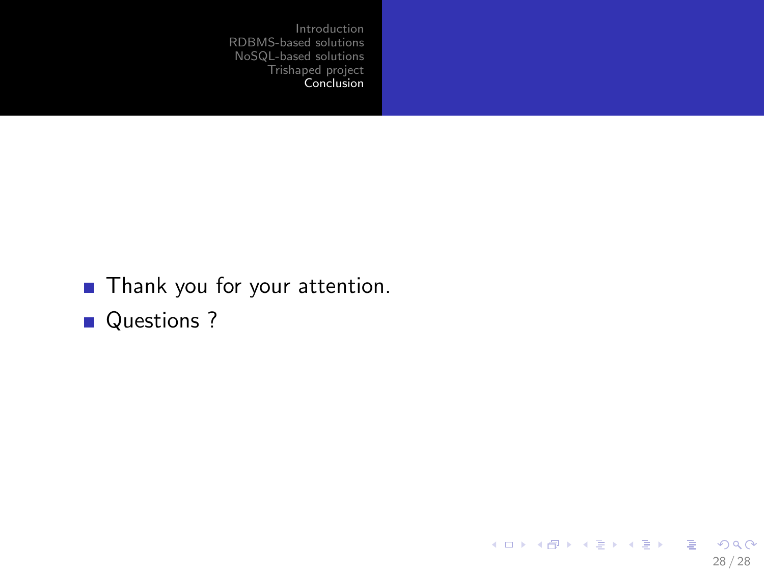- Thank you for your attention.
- Questions ?